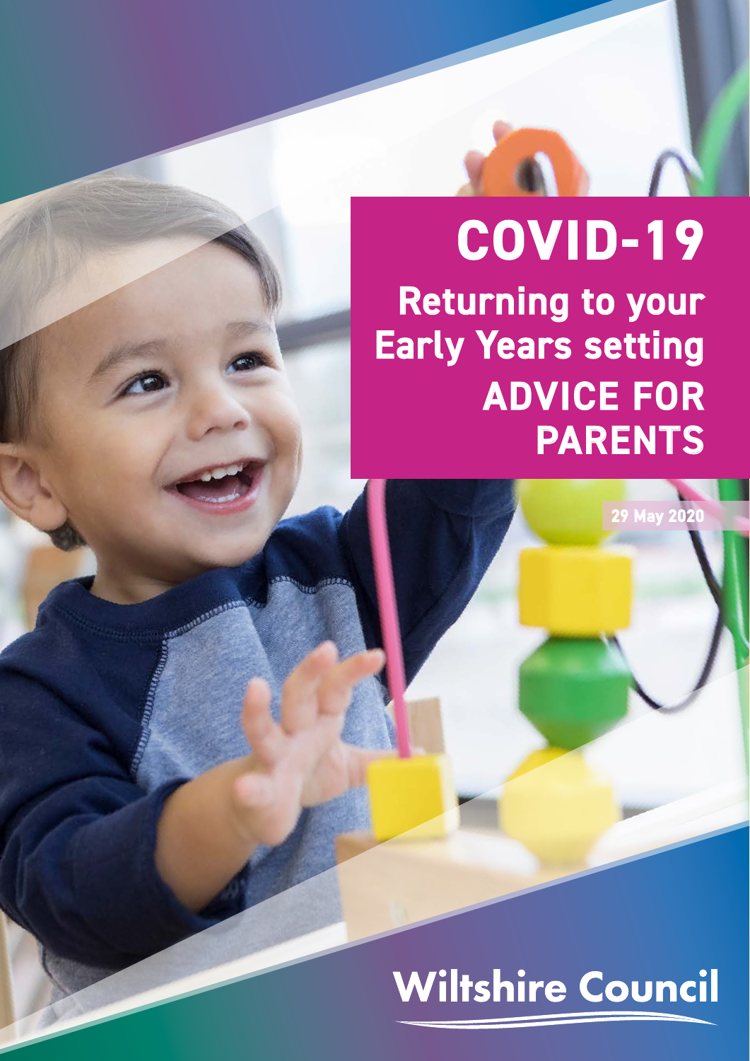# COVID-19

## Returning to your Early Years setting

## ADVICE FOR PARENTS

29 May 2020

Wiltshire Council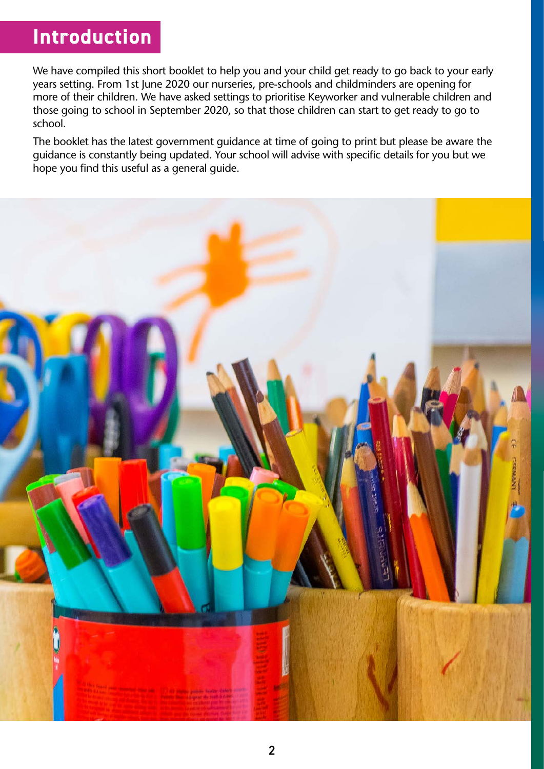# Introduction

We have compiled this short booklet to help you and your child get ready to go back to your early years setting. From 1st June 2020 our nurseries, pre-schools and childminders are opening for more of their children. We have asked settings to prioritise Keyworker and vulnerable children and those going to school in September 2020, so that those children can start to get ready to go to school.

The booklet has the latest government guidance at time of going to print but please be aware the guidance is constantly being updated. Your school will advise with specific details for you but we hope you find this useful as a general guide.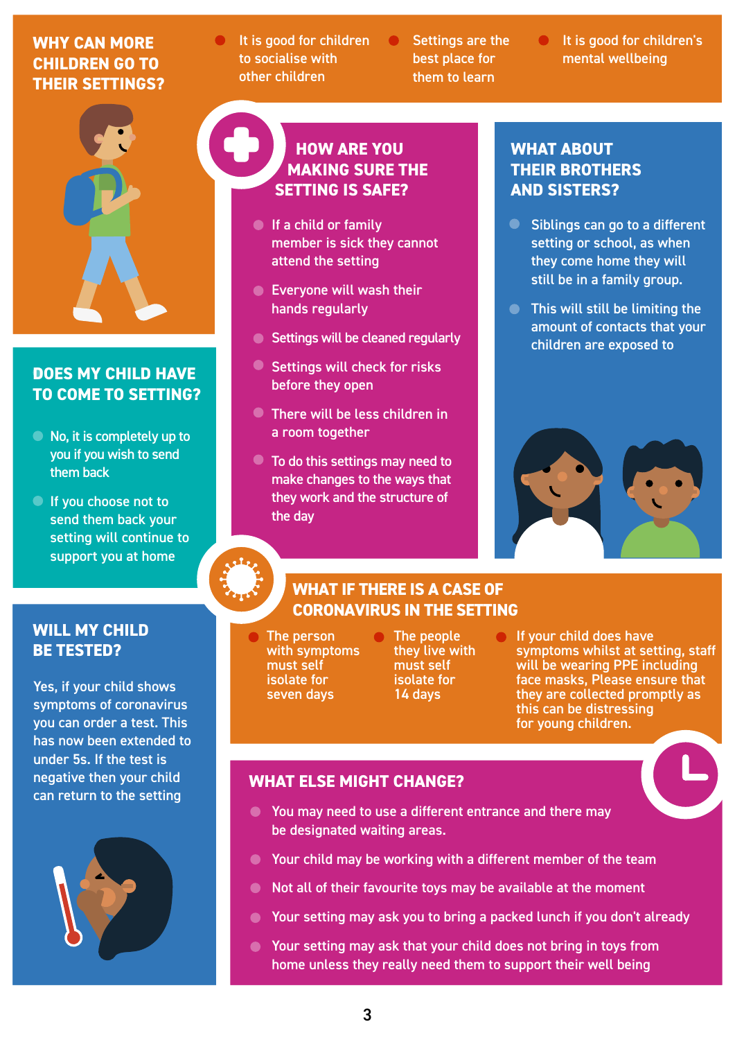## WHY CAN MORE CHILDREN GO TO THEIR SETTINGS?

- It is good for children to socialise with other children
- Settings are the best place for them to learn
- It is good for children's mental wellbeing

## HOW ARE YOU MAKING SURE THE SETTING IS SAFE?

- If a child or family member is sick they cannot attend the setting
- Everyone will wash their hands regularly
- Settings will be cleaned regularly
- Settings will check for risks before they open
- There will be less children in a room together
- To do this settings may need to make changes to the ways that they work and the structure of the day

## WHAT ABOUT THEIR BROTHERS AND SISTERS?

- Siblings can go to a different setting or school, as when they come home they will still be in a family group.
- This will still be limiting the amount of contacts that your children are exposed to

## DOES MY CHILD HAVE TO COME TO SETTING?

- No, it is completely up to you if you wish to send them back
- If you choose not to send them back your setting will continue to support you at home

## WILL MY CHILD BE TESTED?

Yes, if your child shows symptoms of coronavirus you can order a test. This has now been extended to under 5s. If the test is negative then your child can return to the setting

## WHAT IF THERE IS A CASE OF CORONAVIRUS IN THE SETTING

- The person with symptoms must self isolate for seven days
- The people they live with must self isolate for 14 days
- If your child does have symptoms whilst at setting, staff will be wearing PPE including face masks, Please ensure that they are collected promptly as this can be distressing for young children.

## WHAT ELSE MIGHT CHANGE?

- You may need to use a different entrance and there may be designated waiting areas.
- Your child may be working with a different member of the team
- Not all of their favourite toys may be available at the moment
- Your setting may ask you to bring a packed lunch if you don't already
- Your setting may ask that your child does not bring in toys from home unless they really need them to support their well being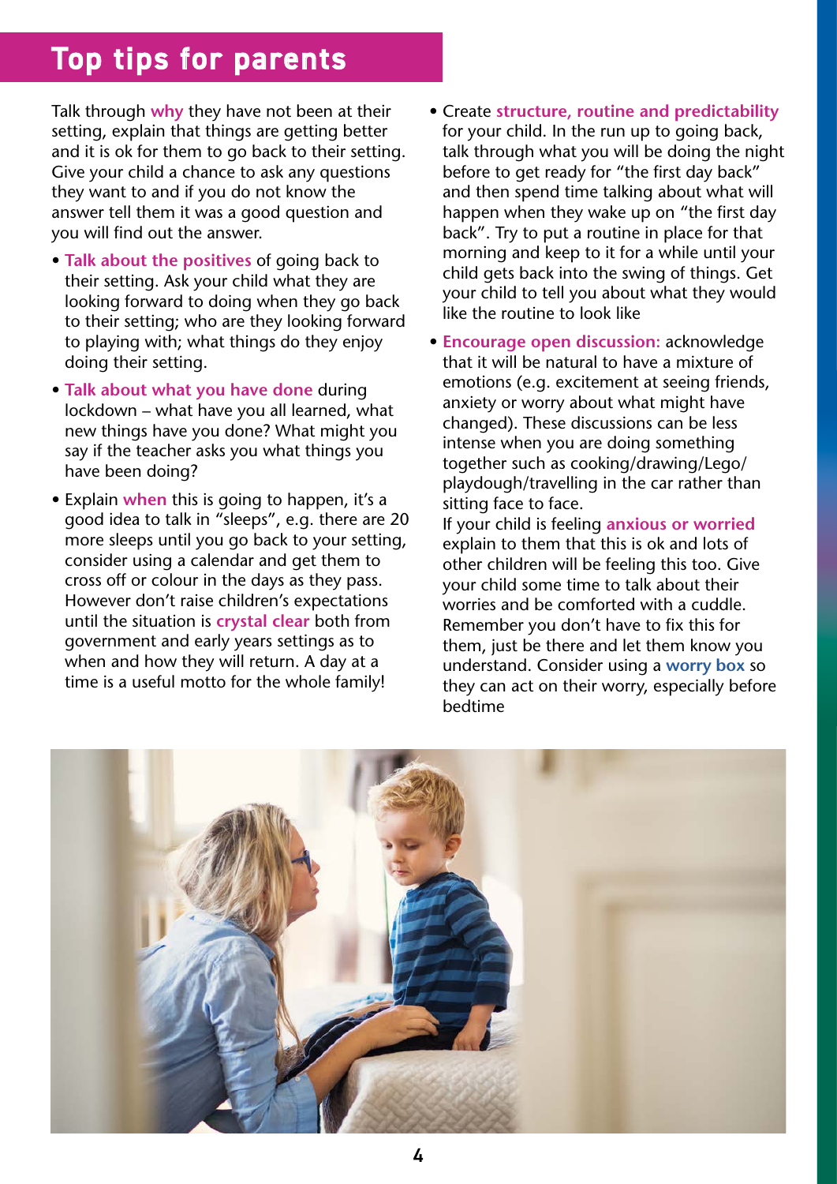# Top tips for parents

Talk through **why** they have not been at their setting, explain that things are getting better and it is ok for them to go back to their setting. Give your child a chance to ask any questions they want to and if you do not know the answer tell them it was a good question and you will find out the answer.

- **Talk about the positives** of going back to their setting. Ask your child what they are looking forward to doing when they go back to their setting; who are they looking forward to playing with; what things do they enjoy doing their setting.
- **Talk about what you have done** during lockdown – what have you all learned, what new things have you done? What might you say if the teacher asks you what things you have been doing?
- Explain **when** this is going to happen, it's a good idea to talk in "sleeps", e.g. there are 20 more sleeps until you go back to your setting, consider using a calendar and get them to cross off or colour in the days as they pass. However don't raise children's expectations until the situation is **crystal clear** both from government and early years settings as to when and how they will return. A day at a time is a useful motto for the whole family!
- Create **structure, routine and predictability** for your child. In the run up to going back, talk through what you will be doing the night before to get ready for "the first day back" and then spend time talking about what will happen when they wake up on "the first day back". Try to put a routine in place for that morning and keep to it for a while until your child gets back into the swing of things. Get your child to tell you about what they would like the routine to look like
- **Encourage open discussion:** acknowledge that it will be natural to have a mixture of emotions (e.g. excitement at seeing friends, anxiety or worry about what might have changed). These discussions can be less intense when you are doing something together such as cooking/drawing/Lego/playdough/travelling in the car rather than sitting face to face.
  If your child is feeling **anxious or worried** explain to them that this is ok and lots of other children will be feeling this too. Give your child some time to talk about their worries and be comforted with a cuddle. Remember you don't have to fix this for them, just be there and let them know you understand. Consider using a **worry box** so they can act on their worry, especially before bedtime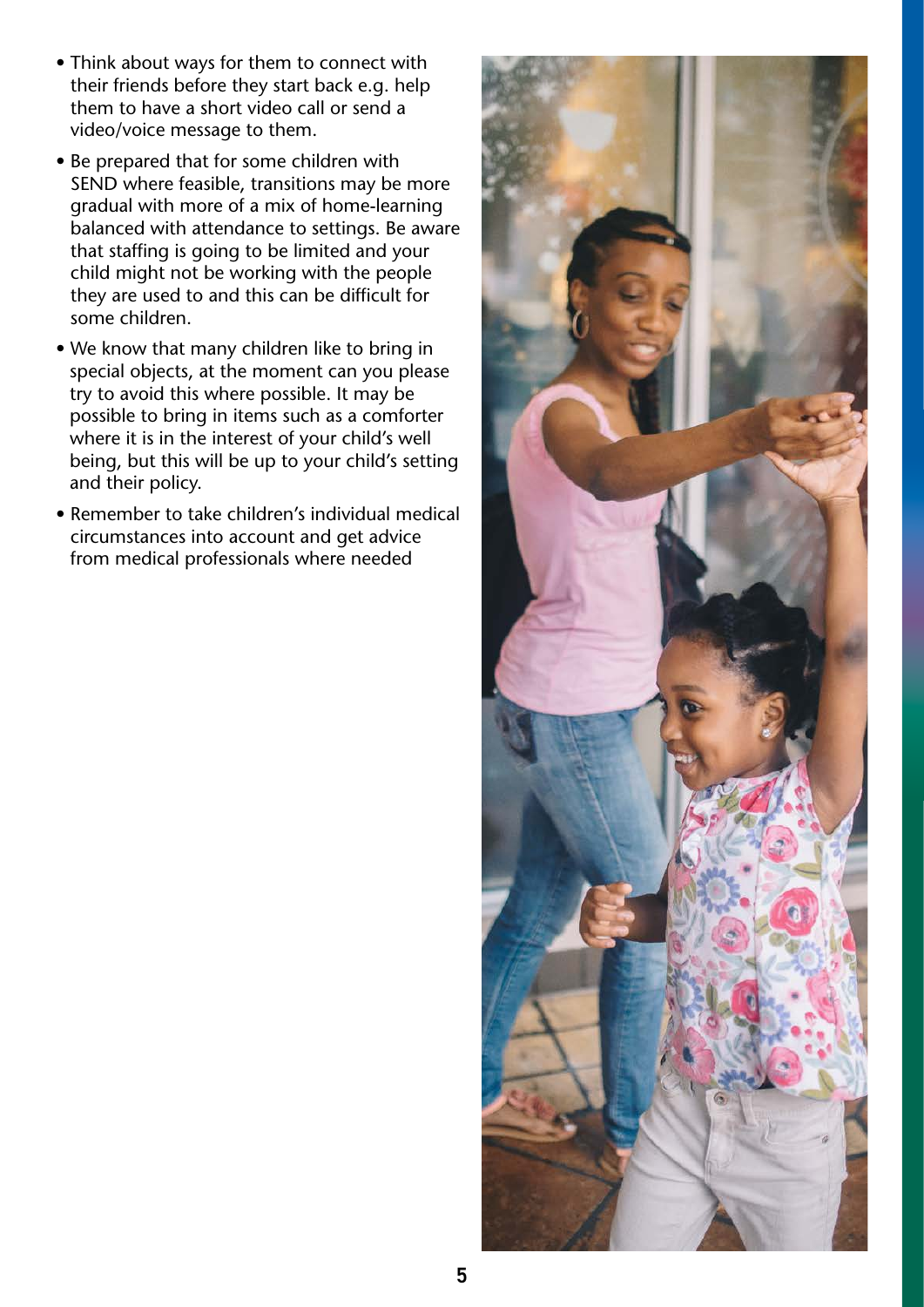- Think about ways for them to connect with their friends before they start back e.g. help them to have a short video call or send a video/voice message to them.
- Be prepared that for some children with SEND where feasible, transitions may be more gradual with more of a mix of home-learning balanced with attendance to settings. Be aware that staffing is going to be limited and your child might not be working with the people they are used to and this can be difficult for some children.
- We know that many children like to bring in special objects, at the moment can you please try to avoid this where possible. It may be possible to bring in items such as a comforter where it is in the interest of your child's well being, but this will be up to your child's setting and their policy.
- Remember to take children's individual medical circumstances into account and get advice from medical professionals where needed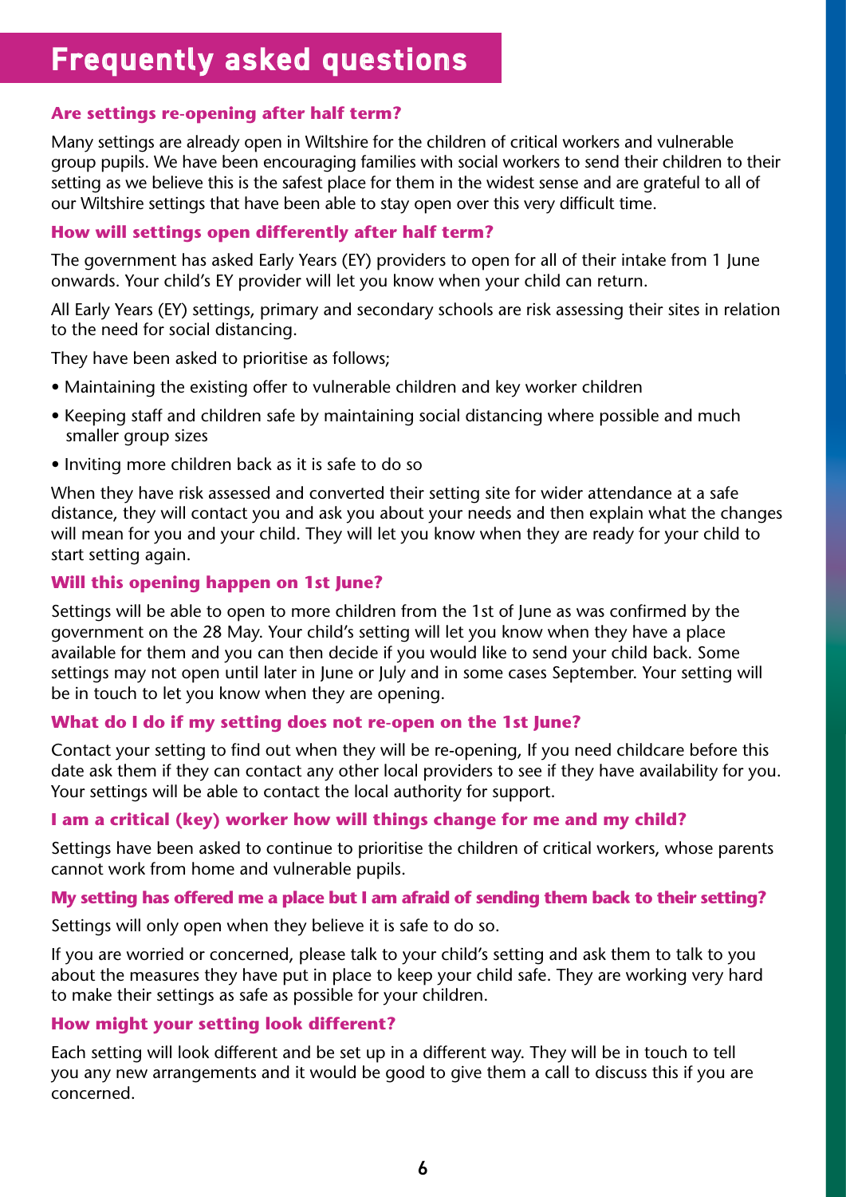# Frequently asked questions

### Are settings re-opening after half term?

Many settings are already open in Wiltshire for the children of critical workers and vulnerable group pupils. We have been encouraging families with social workers to send their children to their setting as we believe this is the safest place for them in the widest sense and are grateful to all of our Wiltshire settings that have been able to stay open over this very difficult time.

### How will settings open differently after half term?

The government has asked Early Years (EY) providers to open for all of their intake from 1 June onwards. Your child's EY provider will let you know when your child can return.

All Early Years (EY) settings, primary and secondary schools are risk assessing their sites in relation to the need for social distancing.

They have been asked to prioritise as follows;

- Maintaining the existing offer to vulnerable children and key worker children
- Keeping staff and children safe by maintaining social distancing where possible and much smaller group sizes
- Inviting more children back as it is safe to do so

When they have risk assessed and converted their setting site for wider attendance at a safe distance, they will contact you and ask you about your needs and then explain what the changes will mean for you and your child. They will let you know when they are ready for your child to start setting again.

### Will this opening happen on 1st June?

Settings will be able to open to more children from the 1st of June as was confirmed by the government on the 28 May. Your child's setting will let you know when they have a place available for them and you can then decide if you would like to send your child back. Some settings may not open until later in June or July and in some cases September. Your setting will be in touch to let you know when they are opening.

### What do I do if my setting does not re-open on the 1st June?

Contact your setting to find out when they will be re-opening, If you need childcare before this date ask them if they can contact any other local providers to see if they have availability for you. Your settings will be able to contact the local authority for support.

### I am a critical (key) worker how will things change for me and my child?

Settings have been asked to continue to prioritise the children of critical workers, whose parents cannot work from home and vulnerable pupils.

### My setting has offered me a place but I am afraid of sending them back to their setting?

Settings will only open when they believe it is safe to do so.

If you are worried or concerned, please talk to your child's setting and ask them to talk to you about the measures they have put in place to keep your child safe. They are working very hard to make their settings as safe as possible for your children.

### How might your setting look different?

Each setting will look different and be set up in a different way. They will be in touch to tell you any new arrangements and it would be good to give them a call to discuss this if you are concerned.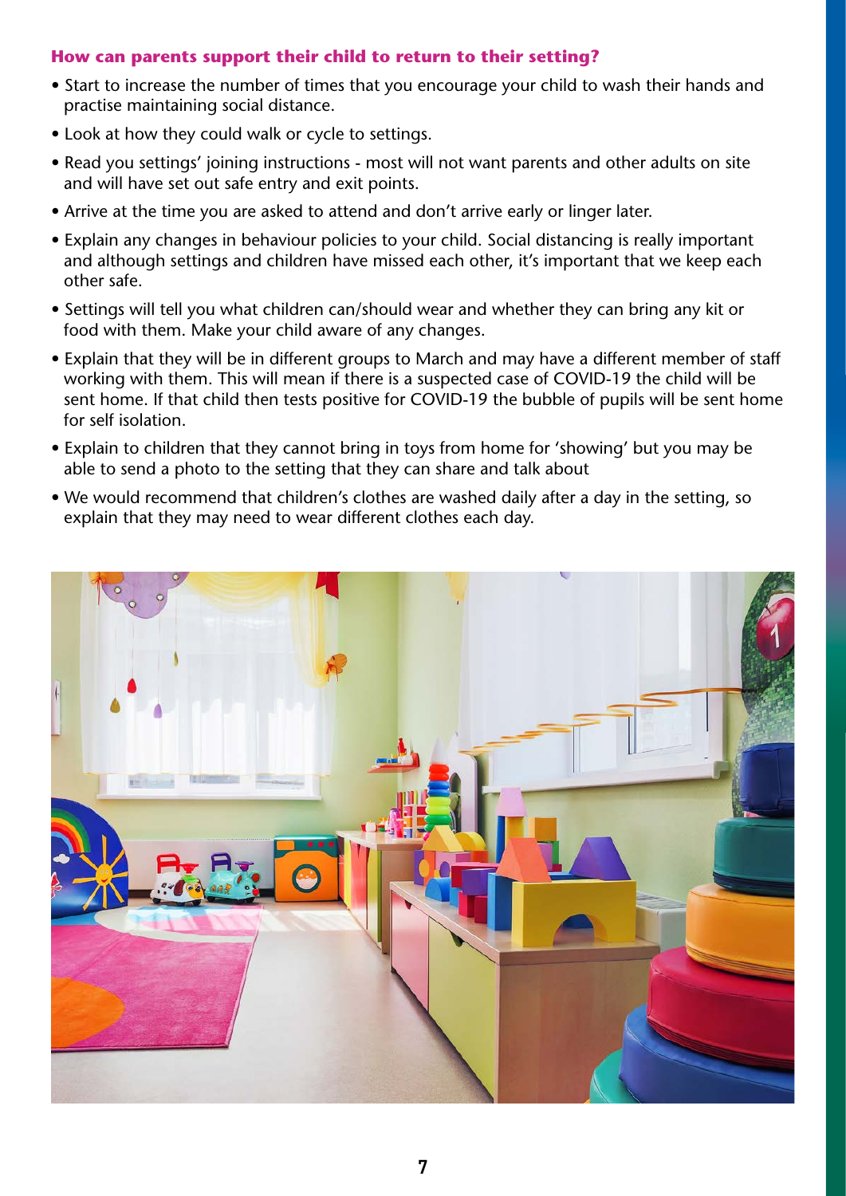### How can parents support their child to return to their setting?

- Start to increase the number of times that you encourage your child to wash their hands and practise maintaining social distance.
- Look at how they could walk or cycle to settings.
- Read you settings' joining instructions - most will not want parents and other adults on site and will have set out safe entry and exit points.
- Arrive at the time you are asked to attend and don't arrive early or linger later.
- Explain any changes in behaviour policies to your child. Social distancing is really important and although settings and children have missed each other, it's important that we keep each other safe.
- Settings will tell you what children can/should wear and whether they can bring any kit or food with them. Make your child aware of any changes.
- Explain that they will be in different groups to March and may have a different member of staff working with them. This will mean if there is a suspected case of COVID-19 the child will be sent home. If that child then tests positive for COVID-19 the bubble of pupils will be sent home for self isolation.
- Explain to children that they cannot bring in toys from home for 'showing' but you may be able to send a photo to the setting that they can share and talk about
- We would recommend that children's clothes are washed daily after a day in the setting, so explain that they may need to wear different clothes each day.